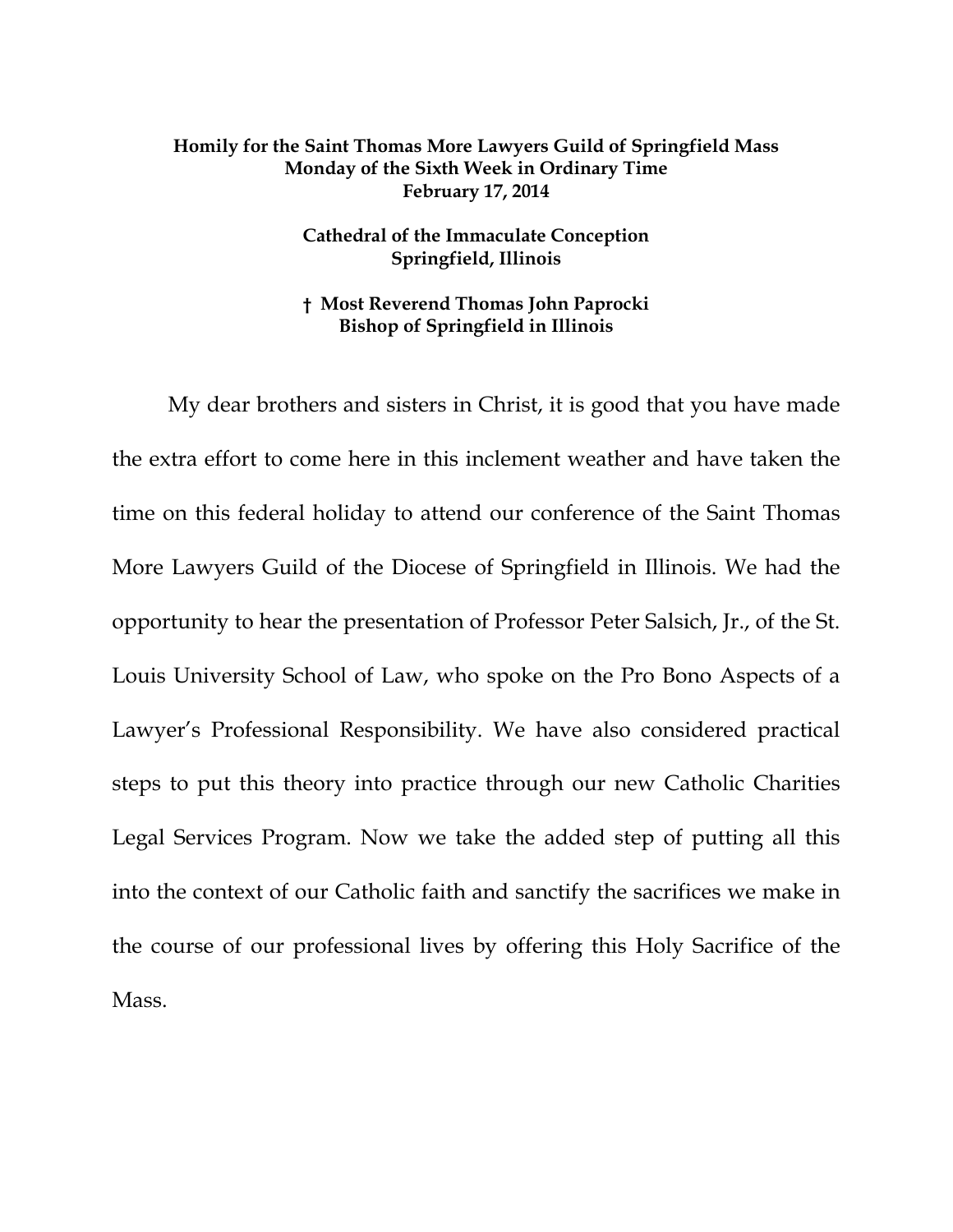**Homily for the Saint Thomas More Lawyers Guild of Springfield Mass**
**Monday of the Sixth Week in Ordinary Time**
**February 17, 2014**

**Cathedral of the Immaculate Conception**
**Springfield, Illinois**

**† Most Reverend Thomas John Paprocki**
**Bishop of Springfield in Illinois**

My dear brothers and sisters in Christ, it is good that you have made the extra effort to come here in this inclement weather and have taken the time on this federal holiday to attend our conference of the Saint Thomas More Lawyers Guild of the Diocese of Springfield in Illinois. We had the opportunity to hear the presentation of Professor Peter Salsich, Jr., of the St. Louis University School of Law, who spoke on the Pro Bono Aspects of a Lawyer's Professional Responsibility. We have also considered practical steps to put this theory into practice through our new Catholic Charities Legal Services Program. Now we take the added step of putting all this into the context of our Catholic faith and sanctify the sacrifices we make in the course of our professional lives by offering this Holy Sacrifice of the Mass.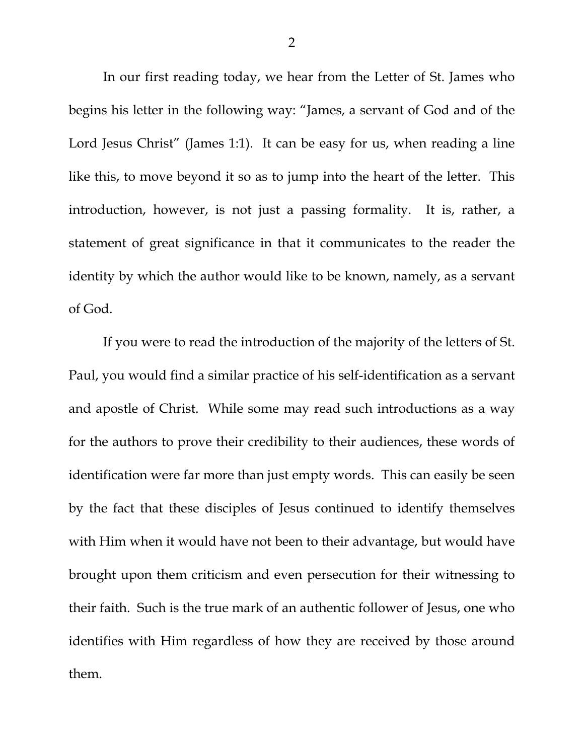In our first reading today, we hear from the Letter of St. James who begins his letter in the following way: "James, a servant of God and of the Lord Jesus Christ" (James 1:1). It can be easy for us, when reading a line like this, to move beyond it so as to jump into the heart of the letter. This introduction, however, is not just a passing formality. It is, rather, a statement of great significance in that it communicates to the reader the identity by which the author would like to be known, namely, as a servant of God.

If you were to read the introduction of the majority of the letters of St. Paul, you would find a similar practice of his self-identification as a servant and apostle of Christ. While some may read such introductions as a way for the authors to prove their credibility to their audiences, these words of identification were far more than just empty words. This can easily be seen by the fact that these disciples of Jesus continued to identify themselves with Him when it would have not been to their advantage, but would have brought upon them criticism and even persecution for their witnessing to their faith. Such is the true mark of an authentic follower of Jesus, one who identifies with Him regardless of how they are received by those around them.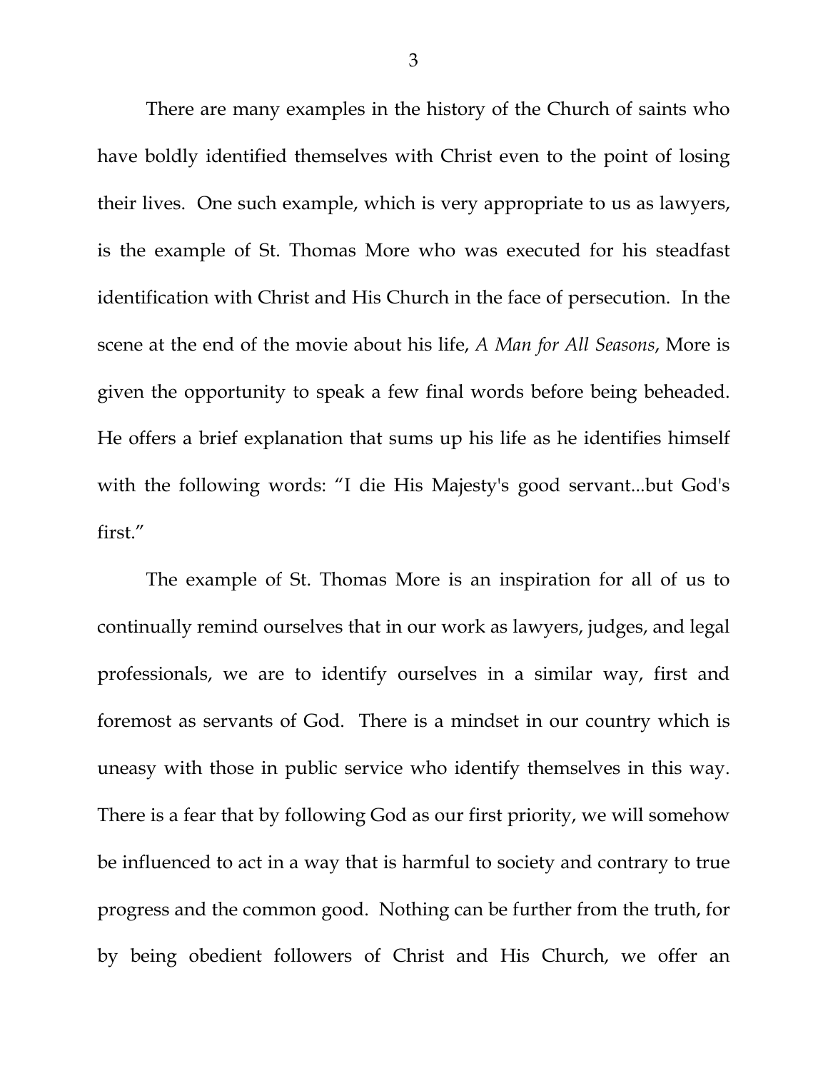There are many examples in the history of the Church of saints who have boldly identified themselves with Christ even to the point of losing their lives. One such example, which is very appropriate to us as lawyers, is the example of St. Thomas More who was executed for his steadfast identification with Christ and His Church in the face of persecution. In the scene at the end of the movie about his life, *A Man for All Seasons*, More is given the opportunity to speak a few final words before being beheaded. He offers a brief explanation that sums up his life as he identifies himself with the following words: "I die His Majesty's good servant...but God's first."

The example of St. Thomas More is an inspiration for all of us to continually remind ourselves that in our work as lawyers, judges, and legal professionals, we are to identify ourselves in a similar way, first and foremost as servants of God. There is a mindset in our country which is uneasy with those in public service who identify themselves in this way. There is a fear that by following God as our first priority, we will somehow be influenced to act in a way that is harmful to society and contrary to true progress and the common good. Nothing can be further from the truth, for by being obedient followers of Christ and His Church, we offer an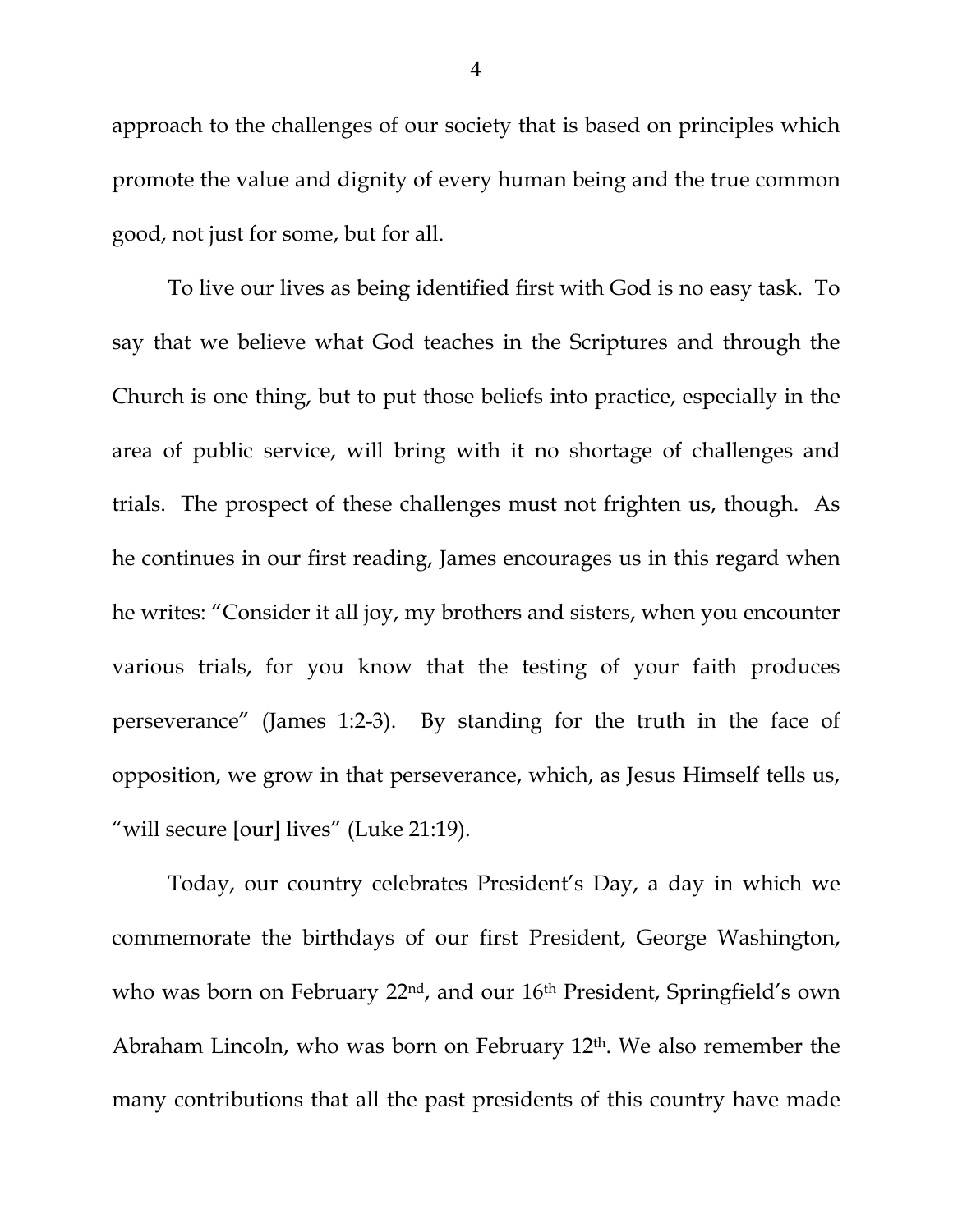approach to the challenges of our society that is based on principles which promote the value and dignity of every human being and the true common good, not just for some, but for all.

To live our lives as being identified first with God is no easy task. To say that we believe what God teaches in the Scriptures and through the Church is one thing, but to put those beliefs into practice, especially in the area of public service, will bring with it no shortage of challenges and trials. The prospect of these challenges must not frighten us, though. As he continues in our first reading, James encourages us in this regard when he writes: "Consider it all joy, my brothers and sisters, when you encounter various trials, for you know that the testing of your faith produces perseverance" (James 1:2-3). By standing for the truth in the face of opposition, we grow in that perseverance, which, as Jesus Himself tells us, "will secure [our] lives" (Luke 21:19).

Today, our country celebrates President's Day, a day in which we commemorate the birthdays of our first President, George Washington, who was born on February 22nd, and our 16th President, Springfield's own Abraham Lincoln, who was born on February 12th. We also remember the many contributions that all the past presidents of this country have made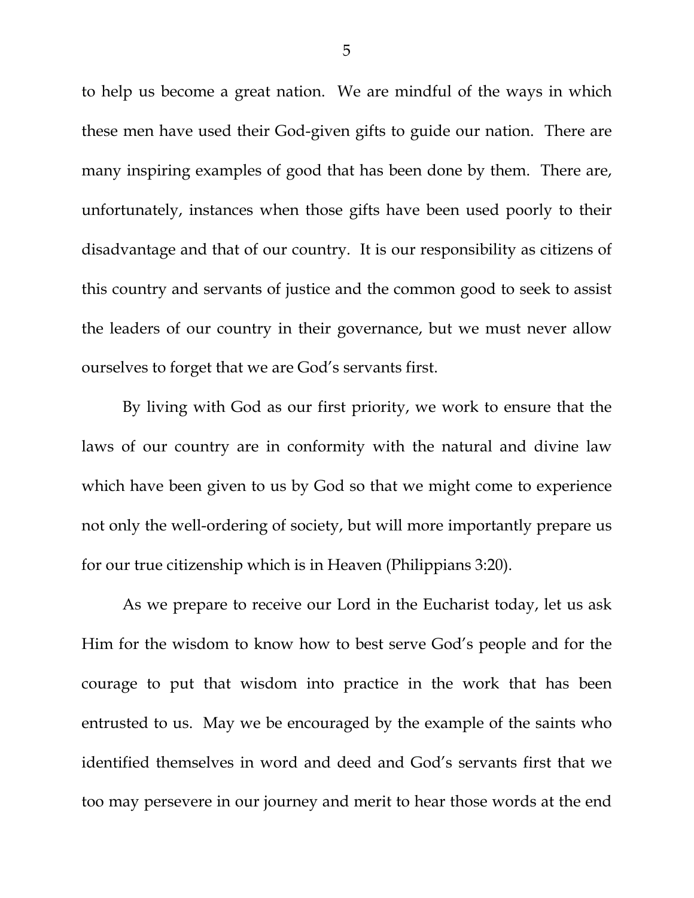to help us become a great nation. We are mindful of the ways in which these men have used their God-given gifts to guide our nation. There are many inspiring examples of good that has been done by them. There are, unfortunately, instances when those gifts have been used poorly to their disadvantage and that of our country. It is our responsibility as citizens of this country and servants of justice and the common good to seek to assist the leaders of our country in their governance, but we must never allow ourselves to forget that we are God's servants first.

By living with God as our first priority, we work to ensure that the laws of our country are in conformity with the natural and divine law which have been given to us by God so that we might come to experience not only the well-ordering of society, but will more importantly prepare us for our true citizenship which is in Heaven (Philippians 3:20).

As we prepare to receive our Lord in the Eucharist today, let us ask Him for the wisdom to know how to best serve God's people and for the courage to put that wisdom into practice in the work that has been entrusted to us. May we be encouraged by the example of the saints who identified themselves in word and deed and God's servants first that we too may persevere in our journey and merit to hear those words at the end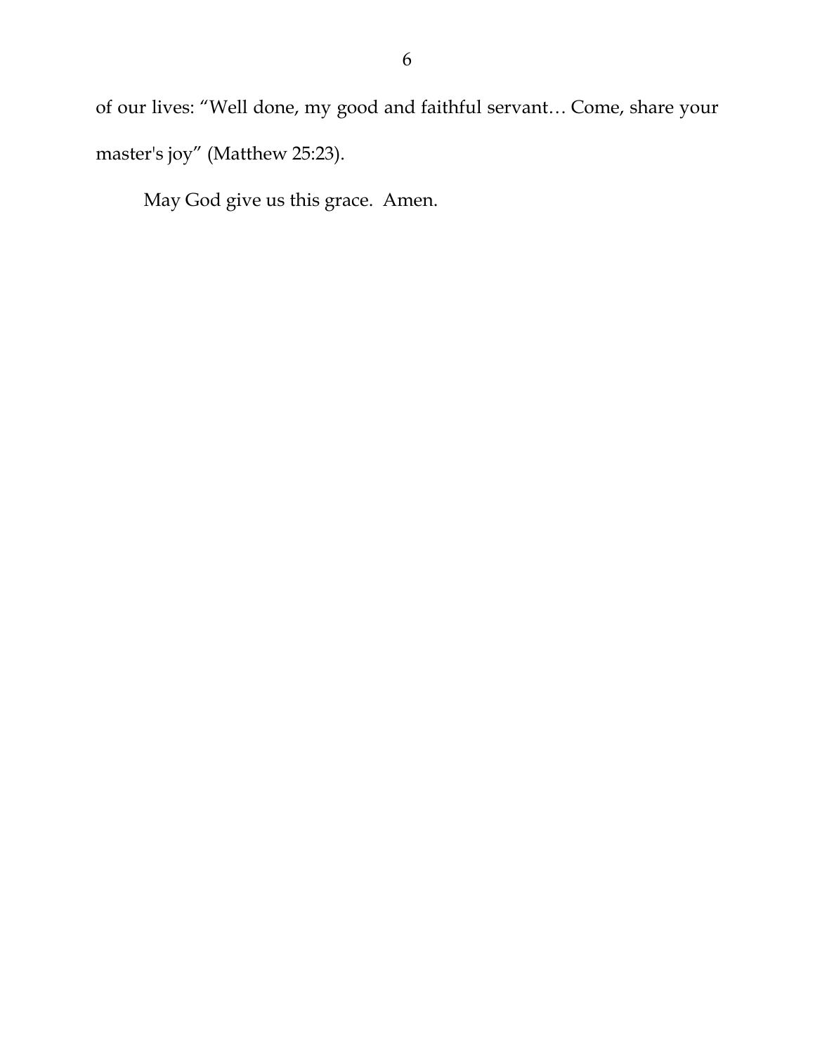of our lives: "Well done, my good and faithful servant… Come, share your master's joy" (Matthew 25:23).

May God give us this grace.  Amen.